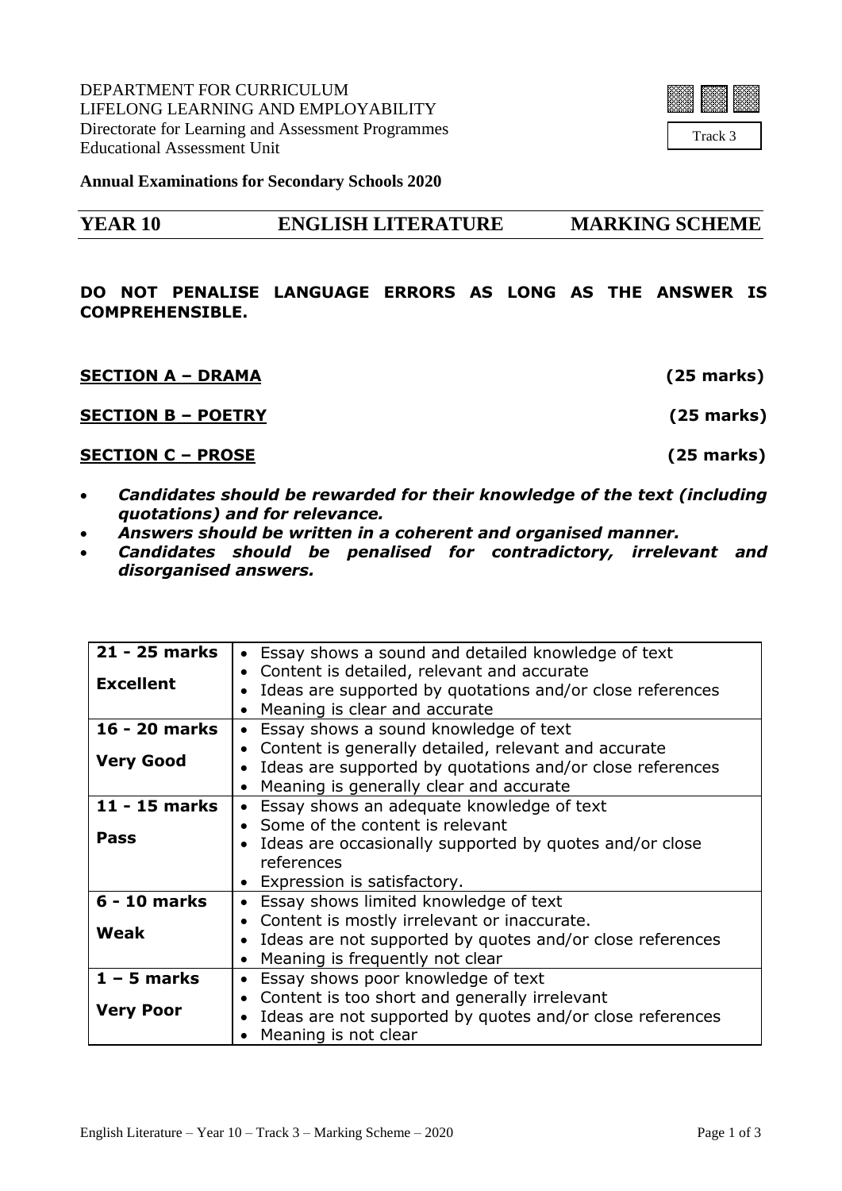DEPARTMENT FOR CURRICULUM
LIFELONG LEARNING AND EMPLOYABILITY
Directorate for Learning and Assessment Programmes
Educational Assessment Unit

Track 3

**Annual Examinations for Secondary Schools 2020**

## YEAR 10 ENGLISH LITERATURE MARKING SCHEME

**DO NOT PENALISE LANGUAGE ERRORS AS LONG AS THE ANSWER IS COMPREHENSIBLE.**

**SECTION A – DRAMA** **(25 marks)**

**SECTION B – POETRY** **(25 marks)**

**SECTION C – PROSE** **(25 marks)**

- ***Candidates should be rewarded for their knowledge of the text (including quotations) and for relevance.***
- ***Answers should be written in a coherent and organised manner.***
- ***Candidates should be penalised for contradictory, irrelevant and disorganised answers.***

| | |
|---|---|
| **21 - 25 marks** **Excellent** | • Essay shows a sound and detailed knowledge of text • Content is detailed, relevant and accurate • Ideas are supported by quotations and/or close references • Meaning is clear and accurate |
| **16 - 20 marks** **Very Good** | • Essay shows a sound knowledge of text • Content is generally detailed, relevant and accurate • Ideas are supported by quotations and/or close references • Meaning is generally clear and accurate |
| **11 - 15 marks** **Pass** | • Essay shows an adequate knowledge of text • Some of the content is relevant • Ideas are occasionally supported by quotes and/or close references • Expression is satisfactory. |
| **6 - 10 marks** **Weak** | • Essay shows limited knowledge of text • Content is mostly irrelevant or inaccurate. • Ideas are not supported by quotes and/or close references • Meaning is frequently not clear |
| **1 – 5 marks** **Very Poor** | • Essay shows poor knowledge of text • Content is too short and generally irrelevant • Ideas are not supported by quotes and/or close references • Meaning is not clear |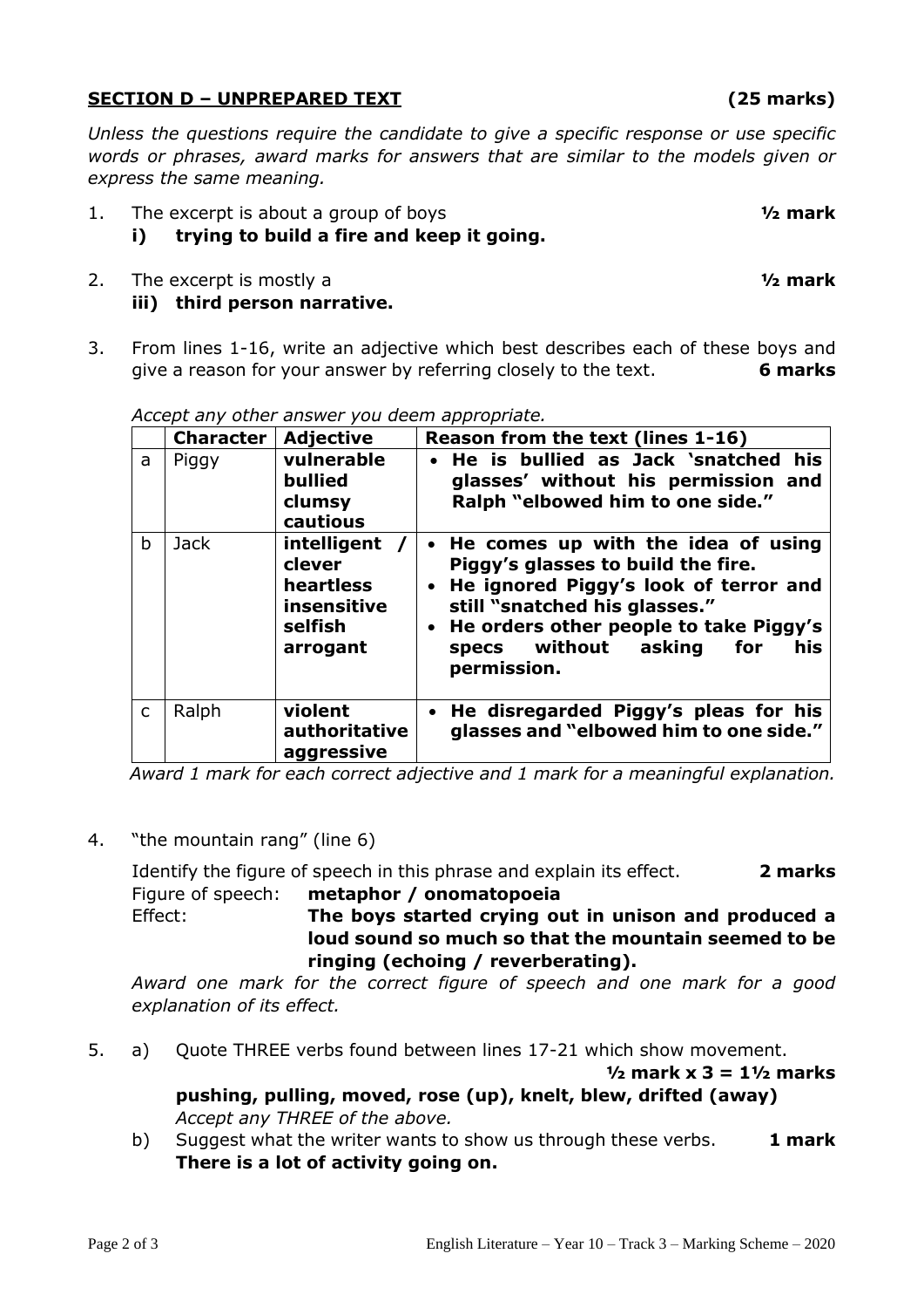## SECTION D – UNPREPARED TEXT (25 marks)

*Unless the questions require the candidate to give a specific response or use specific words or phrases, award marks for answers that are similar to the models given or express the same meaning.*

1. The excerpt is about a group of boys **½ mark**
   **i) trying to build a fire and keep it going.**

2. The excerpt is mostly a **½ mark**
   **iii) third person narrative.**

3. From lines 1-16, write an adjective which best describes each of these boys and give a reason for your answer by referring closely to the text. **6 marks**

*Accept any other answer you deem appropriate.*

| | Character | Adjective | Reason from the text (lines 1-16) |
|---|---|---|---|
| a | Piggy | **vulnerable**<br>**bullied**<br>**clumsy**<br>**cautious** | • **He is bullied as Jack 'snatched his glasses' without his permission and Ralph "elbowed him to one side."** |
| b | Jack | **intelligent / clever**<br>**heartless**<br>**insensitive**<br>**selfish**<br>**arrogant** | • **He comes up with the idea of using Piggy's glasses to build the fire.**<br>• **He ignored Piggy's look of terror and still "snatched his glasses."**<br>• **He orders other people to take Piggy's specs without asking for his permission.** |
| c | Ralph | **violent**<br>**authoritative**<br>**aggressive** | • **He disregarded Piggy's pleas for his glasses and "elbowed him to one side."** |

*Award 1 mark for each correct adjective and 1 mark for a meaningful explanation.*

4. "the mountain rang" (line 6)

   Identify the figure of speech in this phrase and explain its effect. **2 marks**

   Figure of speech: **metaphor / onomatopoeia**

   Effect: **The boys started crying out in unison and produced a loud sound so much so that the mountain seemed to be ringing (echoing / reverberating).**

   *Award one mark for the correct figure of speech and one mark for a good explanation of its effect.*

5. a) Quote THREE verbs found between lines 17-21 which show movement.
   **½ mark x 3 = 1½ marks**
   **pushing, pulling, moved, rose (up), knelt, blew, drifted (away)**
   *Accept any THREE of the above.*

   b) Suggest what the writer wants to show us through these verbs. **1 mark**
   **There is a lot of activity going on.**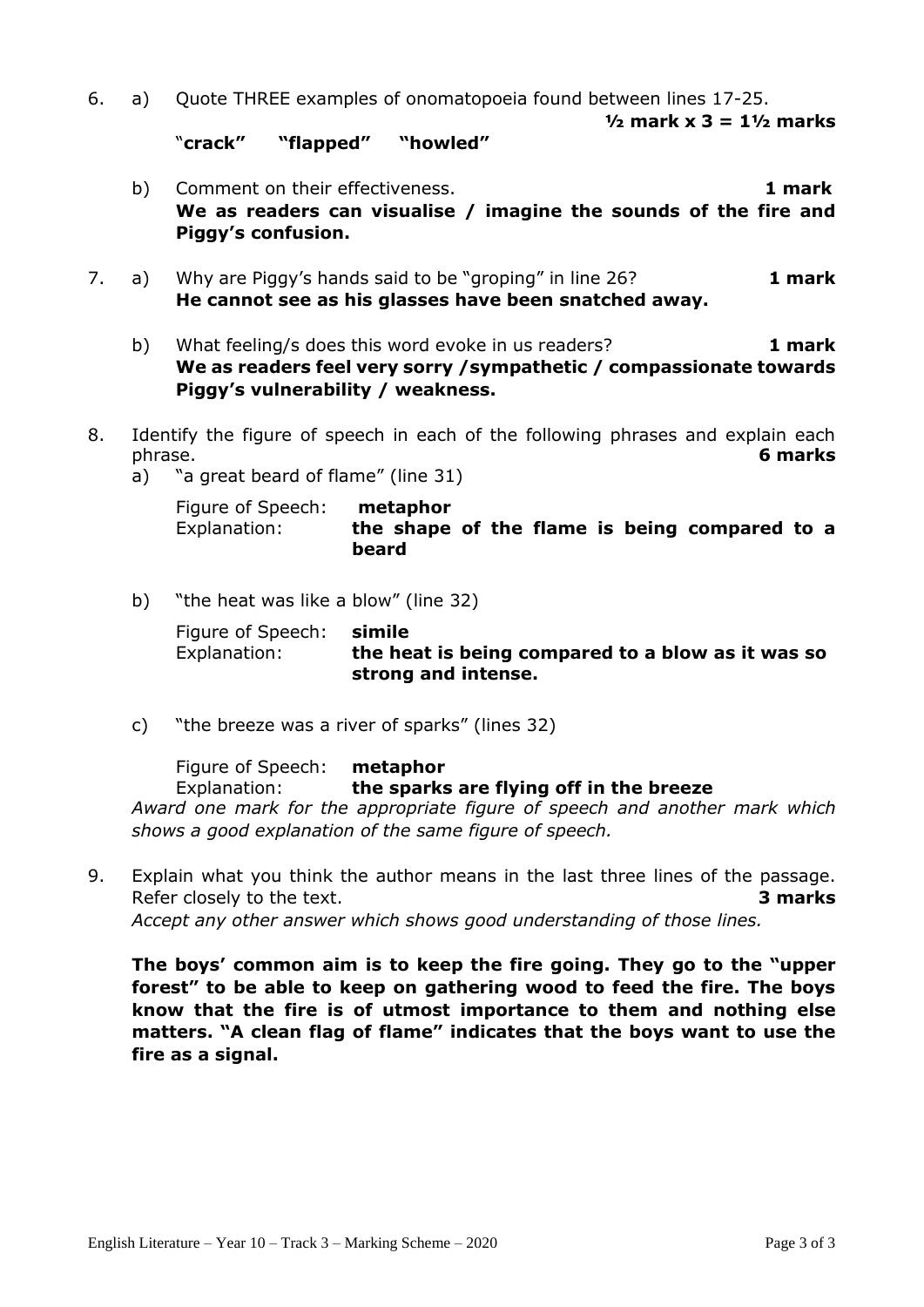6. a) Quote THREE examples of onomatopoeia found between lines 17-25.
**½ mark x 3 = 1½ marks**

**"crack" "flapped" "howled"**

b) Comment on their effectiveness. **1 mark**
**We as readers can visualise / imagine the sounds of the fire and Piggy's confusion.**

7. a) Why are Piggy's hands said to be "groping" in line 26? **1 mark**
**He cannot see as his glasses have been snatched away.**

b) What feeling/s does this word evoke in us readers? **1 mark**
**We as readers feel very sorry /sympathetic / compassionate towards Piggy's vulnerability / weakness.**

8. Identify the figure of speech in each of the following phrases and explain each phrase. **6 marks**

a) "a great beard of flame" (line 31)

Figure of Speech: **metaphor**
Explanation: **the shape of the flame is being compared to a beard**

b) "the heat was like a blow" (line 32)

Figure of Speech: **simile**
Explanation: **the heat is being compared to a blow as it was so strong and intense.**

c) "the breeze was a river of sparks" (lines 32)

Figure of Speech: **metaphor**
Explanation: **the sparks are flying off in the breeze**

*Award one mark for the appropriate figure of speech and another mark which shows a good explanation of the same figure of speech.*

9. Explain what you think the author means in the last three lines of the passage. Refer closely to the text. **3 marks**
*Accept any other answer which shows good understanding of those lines.*

**The boys' common aim is to keep the fire going. They go to the "upper forest" to be able to keep on gathering wood to feed the fire. The boys know that the fire is of utmost importance to them and nothing else matters. "A clean flag of flame" indicates that the boys want to use the fire as a signal.**